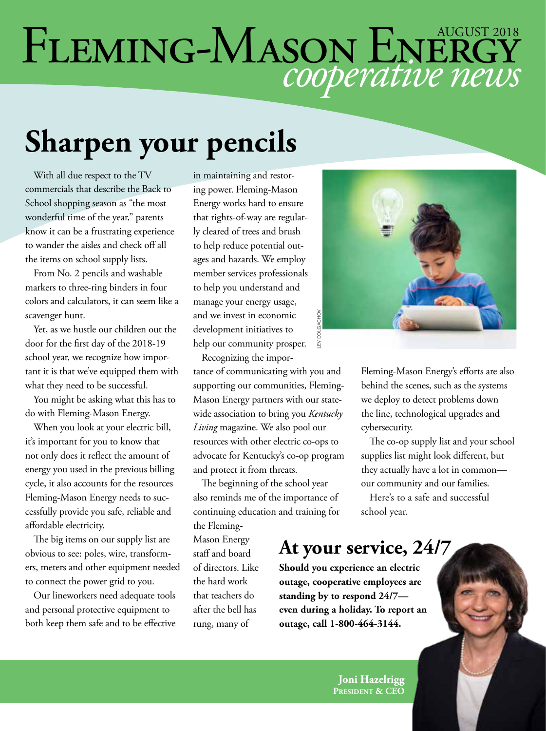# Fleming-Mason Energy *cooperative news*

AUGUST 2018

## Sharpen your pencils

With all due respect to the TV commercials that describe the Back to School shopping season as "the most wonderful time of the year," parents know it can be a frustrating experience to wander the aisles and check off all the items on school supply lists.

From No. 2 pencils and washable markers to three-ring binders in four colors and calculators, it can seem like a scavenger hunt.

Yet, as we hustle our children out the door for the first day of the 2018-19 school year, we recognize how important it is that we've equipped them with what they need to be successful.

You might be asking what this has to do with Fleming-Mason Energy.

When you look at your electric bill, it's important for you to know that not only does it reflect the amount of energy you used in the previous billing cycle, it also accounts for the resources Fleming-Mason Energy needs to successfully provide you safe, reliable and affordable electricity.

The big items on our supply list are obvious to see: poles, wire, transformers, meters and other equipment needed to connect the power grid to you.

Our lineworkers need adequate tools and personal protective equipment to both keep them safe and to be effective in maintaining and restoring power. Fleming-Mason Energy works hard to ensure that rights-of-way are regularly cleared of trees and brush to help reduce potential outages and hazards. We employ member services professionals to help you understand and manage your energy usage, and we invest in economic development initiatives to help our community prosper.

Recognizing the importance of communicating with you and supporting our communities, Fleming-Mason Energy partners with our statewide association to bring you *Kentucky Living* magazine. We also pool our resources with other electric co-ops to advocate for Kentucky's co-op program and protect it from threats.

The beginning of the school year also reminds me of the importance of continuing education and training for the Fleming-Mason Energy staff and board of directors. Like the hard work that teachers do after the bell has rung, many of Fleming-Mason Energy's efforts are also behind the scenes, such as the systems we deploy to detect problems down the line, technological upgrades and cybersecurity.

The co-op supply list and your school supplies list might look different, but they actually have a lot in common—our community and our families.

Here's to a safe and successful school year.

LEV DOLGACHOV

## At your service, 24/7

**Should you experience an electric outage, cooperative employees are standing by to respond 24/7—even during a holiday. To report an outage, call 1-800-464-3144.**

**Joni Hazelrigg**
**President & CEO**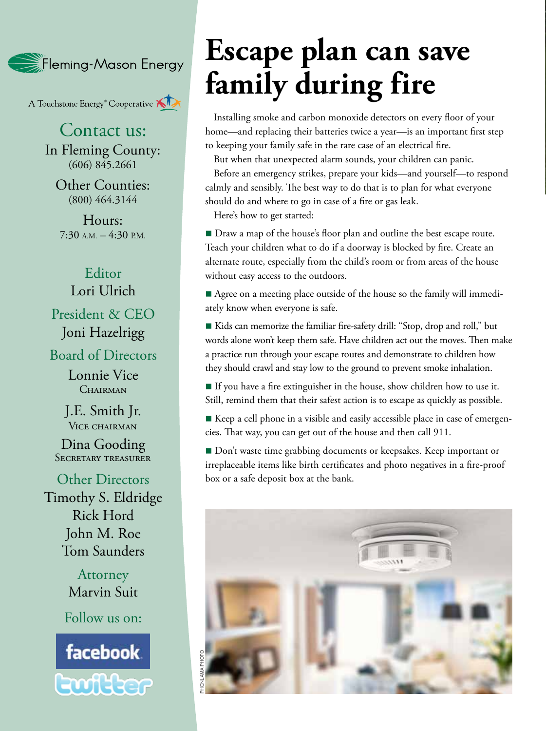Fleming-Mason Energy

A Touchstone Energy® Cooperative

## Contact us:

In Fleming County:
(606) 845.2661

Other Counties:
(800) 464.3144

Hours:
7:30 A.M. – 4:30 P.M.

**Editor**
Lori Ulrich

**President & CEO**
Joni Hazelrigg

**Board of Directors**

Lonnie Vice
CHAIRMAN

J.E. Smith Jr.
VICE CHAIRMAN

Dina Gooding
SECRETARY TREASURER

**Other Directors**
Timothy S. Eldridge
Rick Hord
John M. Roe
Tom Saunders

**Attorney**
Marvin Suit

Follow us on:

facebook

twitter

# Escape plan can save family during fire

Installing smoke and carbon monoxide detectors on every floor of your home—and replacing their batteries twice a year—is an important first step to keeping your family safe in the rare case of an electrical fire.

But when that unexpected alarm sounds, your children can panic.

Before an emergency strikes, prepare your kids—and yourself—to respond calmly and sensibly. The best way to do that is to plan for what everyone should do and where to go in case of a fire or gas leak.

Here's how to get started:

- Draw a map of the house's floor plan and outline the best escape route. Teach your children what to do if a doorway is blocked by fire. Create an alternate route, especially from the child's room or from areas of the house without easy access to the outdoors.
- Agree on a meeting place outside of the house so the family will immediately know when everyone is safe.
- Kids can memorize the familiar fire-safety drill: "Stop, drop and roll," but words alone won't keep them safe. Have children act out the moves. Then make a practice run through your escape routes and demonstrate to children how they should crawl and stay low to the ground to prevent smoke inhalation.
- If you have a fire extinguisher in the house, show children how to use it. Still, remind them that their safest action is to escape as quickly as possible.
- Keep a cell phone in a visible and easily accessible place in case of emergencies. That way, you can get out of the house and then call 911.
- Don't waste time grabbing documents or keepsakes. Keep important or irreplaceable items like birth certificates and photo negatives in a fire-proof box or a safe deposit box at the bank.

PHONLAMAIPHOTO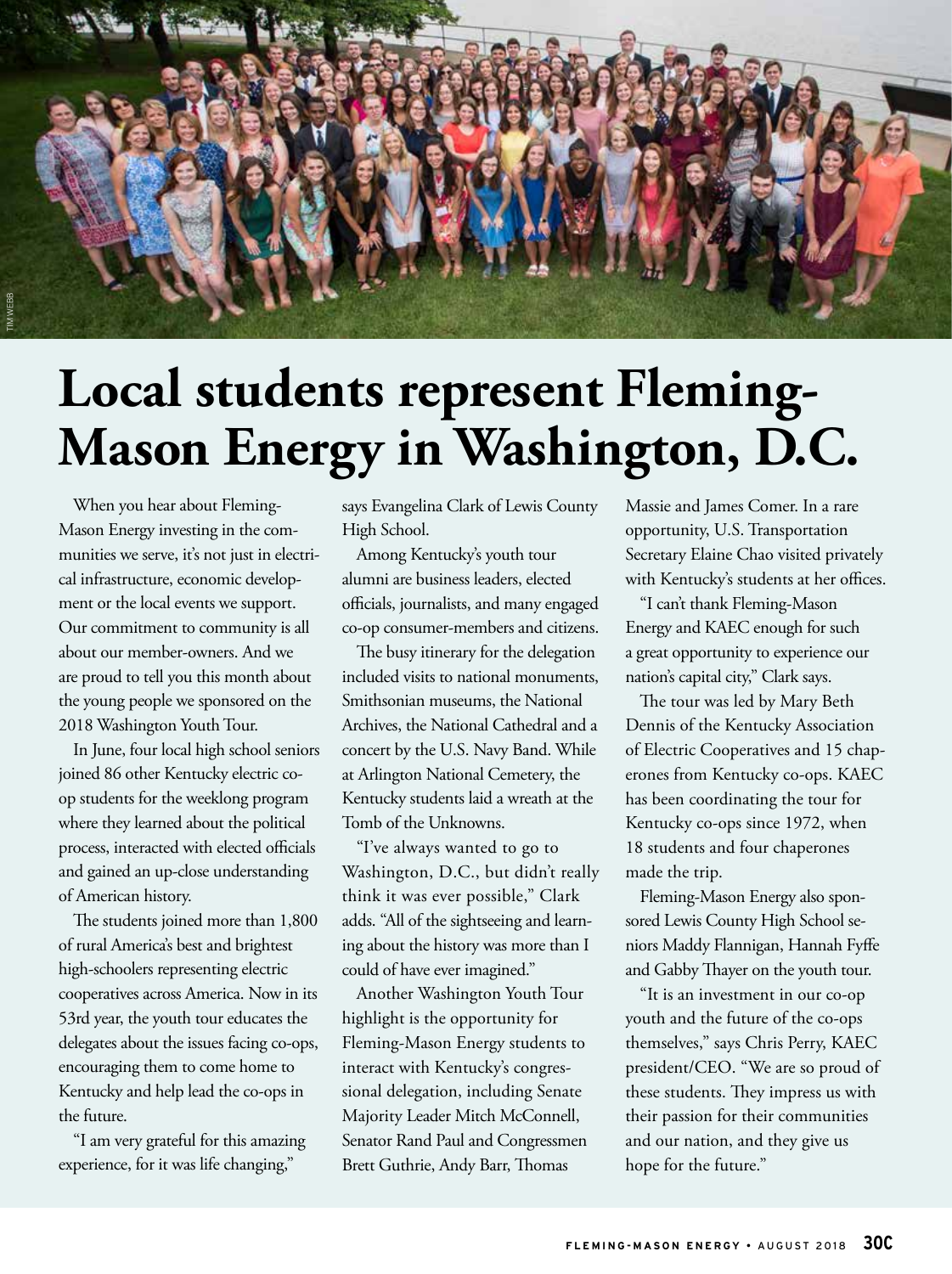TIM WEBB

# Local students represent Fleming-Mason Energy in Washington, D.C.

When you hear about Fleming-Mason Energy investing in the communities we serve, it's not just in electrical infrastructure, economic development or the local events we support. Our commitment to community is all about our member-owners. And we are proud to tell you this month about the young people we sponsored on the 2018 Washington Youth Tour.

In June, four local high school seniors joined 86 other Kentucky electric co-op students for the weeklong program where they learned about the political process, interacted with elected officials and gained an up-close understanding of American history.

The students joined more than 1,800 of rural America's best and brightest high-schoolers representing electric cooperatives across America. Now in its 53rd year, the youth tour educates the delegates about the issues facing co-ops, encouraging them to come home to Kentucky and help lead the co-ops in the future.

"I am very grateful for this amazing experience, for it was life changing," says Evangelina Clark of Lewis County High School.

Among Kentucky's youth tour alumni are business leaders, elected officials, journalists, and many engaged co-op consumer-members and citizens.

The busy itinerary for the delegation included visits to national monuments, Smithsonian museums, the National Archives, the National Cathedral and a concert by the U.S. Navy Band. While at Arlington National Cemetery, the Kentucky students laid a wreath at the Tomb of the Unknowns.

"I've always wanted to go to Washington, D.C., but didn't really think it was ever possible," Clark adds. "All of the sightseeing and learning about the history was more than I could of have ever imagined."

Another Washington Youth Tour highlight is the opportunity for Fleming-Mason Energy students to interact with Kentucky's congressional delegation, including Senate Majority Leader Mitch McConnell, Senator Rand Paul and Congressmen Brett Guthrie, Andy Barr, Thomas Massie and James Comer. In a rare opportunity, U.S. Transportation Secretary Elaine Chao visited privately with Kentucky's students at her offices.

"I can't thank Fleming-Mason Energy and KAEC enough for such a great opportunity to experience our nation's capital city," Clark says.

The tour was led by Mary Beth Dennis of the Kentucky Association of Electric Cooperatives and 15 chaperones from Kentucky co-ops. KAEC has been coordinating the tour for Kentucky co-ops since 1972, when 18 students and four chaperones made the trip.

Fleming-Mason Energy also sponsored Lewis County High School seniors Maddy Flannigan, Hannah Fyffe and Gabby Thayer on the youth tour.

"It is an investment in our co-op youth and the future of the co-ops themselves," says Chris Perry, KAEC president/CEO. "We are so proud of these students. They impress us with their passion for their communities and our nation, and they give us hope for the future."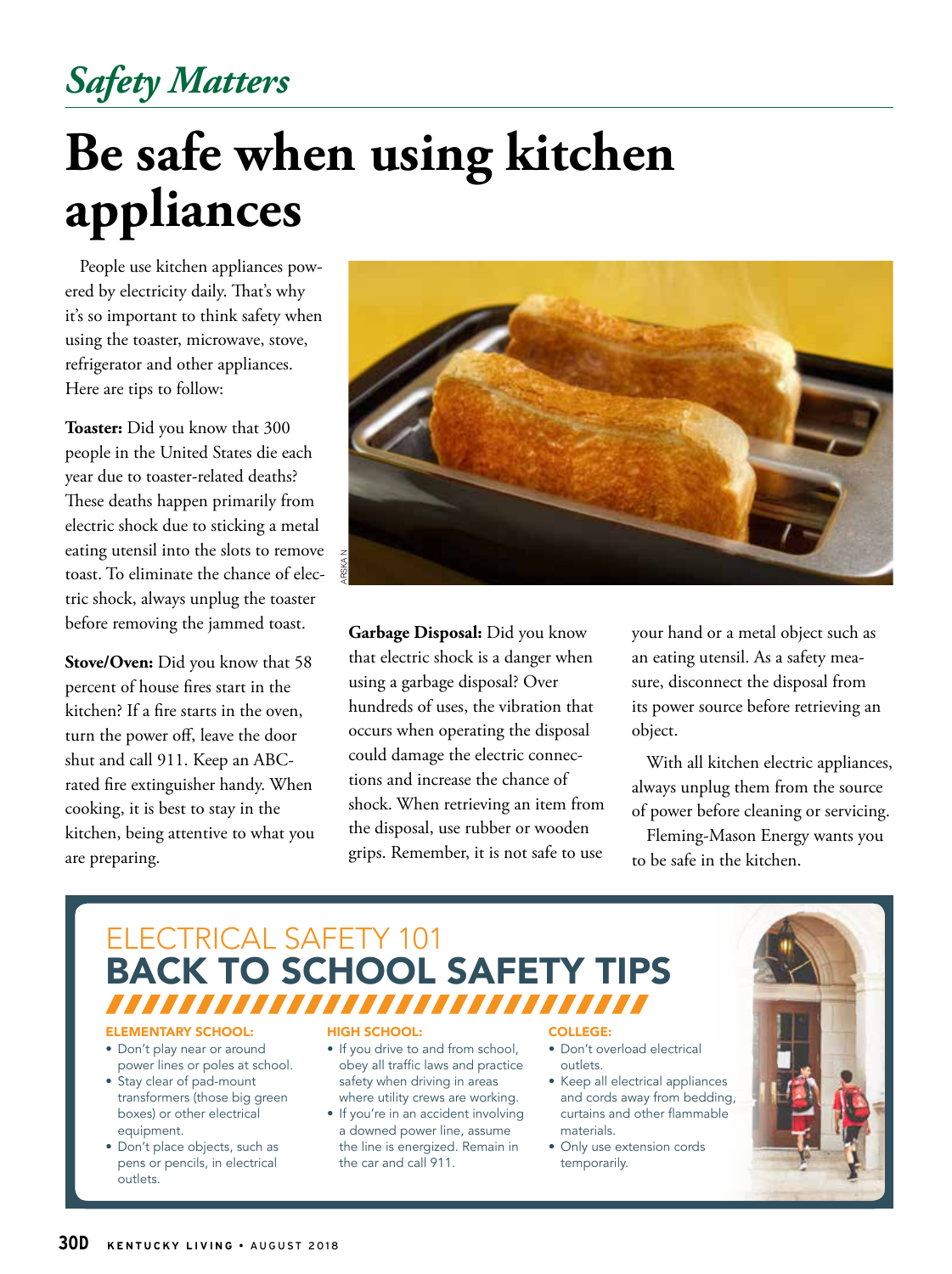*Safety Matters*

# Be safe when using kitchen appliances

People use kitchen appliances powered by electricity daily. That's why it's so important to think safety when using the toaster, microwave, stove, refrigerator and other appliances. Here are tips to follow:

**Toaster:** Did you know that 300 people in the United States die each year due to toaster-related deaths? These deaths happen primarily from electric shock due to sticking a metal eating utensil into the slots to remove toast. To eliminate the chance of electric shock, always unplug the toaster before removing the jammed toast.

**Stove/Oven:** Did you know that 58 percent of house fires start in the kitchen? If a fire starts in the oven, turn the power off, leave the door shut and call 911. Keep an ABC-rated fire extinguisher handy. When cooking, it is best to stay in the kitchen, being attentive to what you are preparing.

ARSKA N

**Garbage Disposal:** Did you know that electric shock is a danger when using a garbage disposal? Over hundreds of uses, the vibration that occurs when operating the disposal could damage the electric connections and increase the chance of shock. When retrieving an item from the disposal, use rubber or wooden grips. Remember, it is not safe to use your hand or a metal object such as an eating utensil. As a safety measure, disconnect the disposal from its power source before retrieving an object.

With all kitchen electric appliances, always unplug them from the source of power before cleaning or servicing.

Fleming-Mason Energy wants you to be safe in the kitchen.

## ELECTRICAL SAFETY 101
## BACK TO SCHOOL SAFETY TIPS

**ELEMENTARY SCHOOL:**

- Don't play near or around power lines or poles at school.
- Stay clear of pad-mount transformers (those big green boxes) or other electrical equipment.
- Don't place objects, such as pens or pencils, in electrical outlets.

**HIGH SCHOOL:**

- If you drive to and from school, obey all traffic laws and practice safety when driving in areas where utility crews are working.
- If you're in an accident involving a downed power line, assume the line is energized. Remain in the car and call 911.

**COLLEGE:**

- Don't overload electrical outlets.
- Keep all electrical appliances and cords away from bedding, curtains and other flammable materials.
- Only use extension cords temporarily.